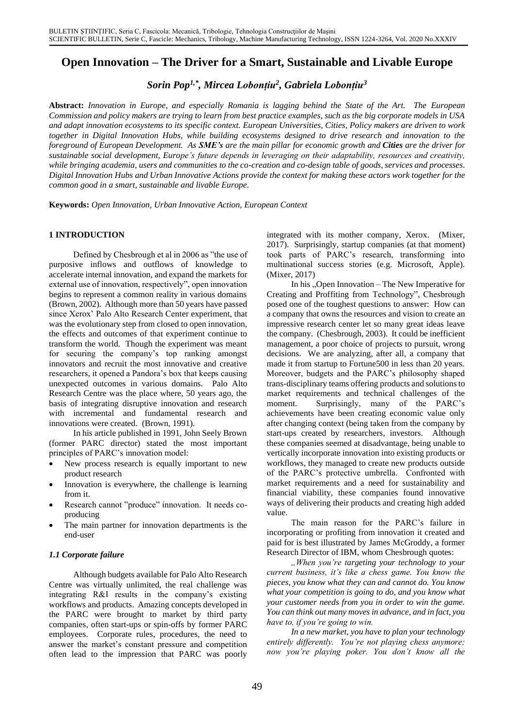# Open Innovation – The Driver for a Smart, Sustainable and Livable Europe

***Sorin Pop[1,*], Mircea Lobonțiu[2], Gabriela Lobonțiu[3]***

**Abstract:** *Innovation in Europe, and especially Romania is lagging behind the State of the Art. The European Commission and policy makers are trying to learn from best practice examples, such as the big corporate models in USA and adapt innovation ecosystems to its specific context. European Universities, Cities, Policy makers are driven to work together in Digital Innovation Hubs, while building ecosystems designed to drive research and innovation to the foreground of European Development. As **SME's** are the main pillar for economic growth and **Cities** are the driver for sustainable social development, Europe's future depends in leveraging on their adaptability, resources and creativity, while bringing academia, users and communities to the co-creation and co-design table of goods, services and processes. Digital Innovation Hubs and Urban Innovative Actions provide the context for making these actors work together for the common good in a smart, sustainable and livable Europe.*

**Keywords:** *Open Innovation, Urban Innovative Action, European Context*

## 1 INTRODUCTION

Defined by Chesbrough et al in 2006 as "the use of purposive inflows and outflows of knowledge to accelerate internal innovation, and expand the markets for external use of innovation, respectively", open innovation begins to represent a common reality in various domains (Brown, 2002). Although more than 50 years have passed since Xerox' Palo Alto Research Center experiment, that was the evolutionary step from closed to open innovation, the effects and outcomes of that experiment continue to transform the world. Though the experiment was meant for securing the company's top ranking amongst innovators and recruit the most innovative and creative researchers, it opened a Pandora's box that keeps causing unexpected outcomes in various domains. Palo Alto Research Centre was the place where, 50 years ago, the basis of integrating disruptive innovation and research with incremental and fundamental research and innovations were created. (Brown, 1991).

In his article published in 1991, John Seely Brown (former PARC director) stated the most important principles of PARC's innovation model:

- New process research is equally important to new product research
- Innovation is everywhere, the challenge is learning from it.
- Research cannot "produce" innovation. It needs co-producing
- The main partner for innovation departments is the end-user

### *1.1 Corporate failure*

Although budgets available for Palo Alto Research Centre was virtually unlimited, the real challenge was integrating R&I results in the company's existing workflows and products. Amazing concepts developed in the PARC were brought to market by third party companies, often start-ups or spin-offs by former PARC employees. Corporate rules, procedures, the need to answer the market's constant pressure and competition often lead to the impression that PARC was poorly integrated with its mother company, Xerox. (Mixer, 2017). Surprisingly, startup companies (at that moment) took parts of PARC's research, transforming into multinational success stories (e.g. Microsoft, Apple). (Mixer, 2017)

In his „Open Innovation – The New Imperative for Creating and Proffiting from Technology", Chesbrough posed one of the toughest questions to answer: How can a company that owns the resources and vision to create an impressive research center let so many great ideas leave the company. (Chesbrough, 2003). It could be inefficient management, a poor choice of projects to pursuit, wrong decisions. We are analyzing, after all, a company that made it from startup to Fortune500 in less than 20 years. Moreover, budgets and the PARC's philosophy shaped trans-disciplinary teams offering products and solutions to market requirements and technical challenges of the moment. Surprisingly, many of the PARC's achievements have been creating economic value only after changing context (being taken from the company by start-ups created by researchers, investors. Although these companies seemed at disadvantage, being unable to vertically incorporate innovation into existing products or workflows, they managed to create new products outside of the PARC's protective umbrella. Confronted with market requirements and a need for sustainability and financial viability, these companies found innovative ways of delivering their products and creating high added value.

The main reason for the PARC's failure in incorporating or profiting from innovation it created and paid for is best illustrated by James McGroddy, a former Research Director of IBM, whom Chesbrough quotes:

*„When you're targeting your technology to your current business, it's like a chess game. You know the pieces, you know what they can and cannot do. You know what your competition is going to do, and you know what your customer needs from you in order to win the game. You can think out many moves in advance, and in fact, you have to, if you're going to win.*

*In a new market, you have to plan your technology entirely differently. You're not playing chess anymore; now you're playing poker. You don't know all the*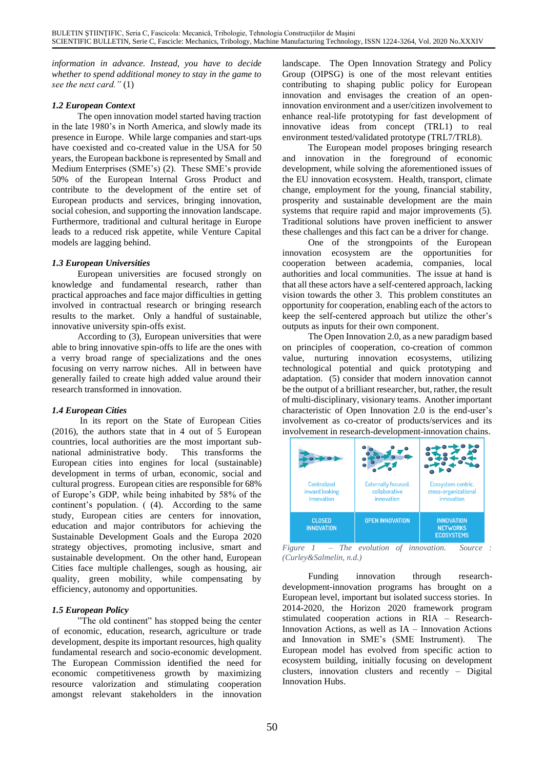*information in advance. Instead, you have to decide whether to spend additional money to stay in the game to see the next card."* (1)

### 1.2 European Context

The open innovation model started having traction in the late 1980's in North America, and slowly made its presence in Europe. While large companies and start-ups have coexisted and co-created value in the USA for 50 years, the European backbone is represented by Small and Medium Enterprises (SME's) (2). These SME's provide 50% of the European Internal Gross Product and contribute to the development of the entire set of European products and services, bringing innovation, social cohesion, and supporting the innovation landscape. Furthermore, traditional and cultural heritage in Europe leads to a reduced risk appetite, while Venture Capital models are lagging behind.

### 1.3 European Universities

European universities are focused strongly on knowledge and fundamental research, rather than practical approaches and face major difficulties in getting involved in contractual research or bringing research results to the market. Only a handful of sustainable, innovative university spin-offs exist.

According to (3), European universities that were able to bring innovative spin-offs to life are the ones with a very broad range of specializations and the ones focusing on very narrow niches. All in between have generally failed to create high added value around their research transformed in innovation.

### 1.4 European Cities

In its report on the State of European Cities (2016), the authors state that in 4 out of 5 European countries, local authorities are the most important sub-national administrative body. This transforms the European cities into engines for local (sustainable) development in terms of urban, economic, social and cultural progress. European cities are responsible for 68% of Europe's GDP, while being inhabited by 58% of the continent's population. ( (4). According to the same study, European cities are centers for innovation, education and major contributors for achieving the Sustainable Development Goals and the Europa 2020 strategy objectives, promoting inclusive, smart and sustainable development. On the other hand, European Cities face multiple challenges, sough as housing, air quality, green mobility, while compensating by efficiency, autonomy and opportunities.

### 1.5 European Policy

"The old continent" has stopped being the center of economic, education, research, agriculture or trade development, despite its important resources, high quality fundamental research and socio-economic development. The European Commission identified the need for economic competitiveness growth by maximizing resource valorization and stimulating cooperation amongst relevant stakeholders in the innovation landscape. The Open Innovation Strategy and Policy Group (OIPSG) is one of the most relevant entities contributing to shaping public policy for European innovation and envisages the creation of an open-innovation environment and a user/citizen involvement to enhance real-life prototyping for fast development of innovative ideas from concept (TRL1) to real environment tested/validated prototype (TRL7/TRL8).

The European model proposes bringing research and innovation in the foreground of economic development, while solving the aforementioned issues of the EU innovation ecosystem. Health, transport, climate change, employment for the young, financial stability, prosperity and sustainable development are the main systems that require rapid and major improvements (5). Traditional solutions have proven inefficient to answer these challenges and this fact can be a driver for change.

One of the strongpoints of the European innovation ecosystem are the opportunities for cooperation between academia, companies, local authorities and local communities. The issue at hand is that all these actors have a self-centered approach, lacking vision towards the other 3. This problem constitutes an opportunity for cooperation, enabling each of the actors to keep the self-centered approach but utilize the other's outputs as inputs for their own component.

The Open Innovation 2.0, as a new paradigm based on principles of cooperation, co-creation of common value, nurturing innovation ecosystems, utilizing technological potential and quick prototyping and adaptation. (5) consider that modern innovation cannot be the output of a brilliant researcher, but, rather, the result of multi-disciplinary, visionary teams. Another important characteristic of Open Innovation 2.0 is the end-user's involvement as co-creator of products/services and its involvement in research-development-innovation chains.

| Centralized inward looking innovation | Externally focused, collaborative innovation | Ecosystem centric, cross-organizational innovation |
|---|---|---|
| CLOSED INNOVATION | OPEN INNOVATION | INNOVATION NETWORKS ECOSYSTEMS |

*Figure 1 – The evolution of innovation. Source : (Curley&Salmelin, n.d.)*

Funding innovation through research-development-innovation programs has brought on a European level, important but isolated success stories. In 2014-2020, the Horizon 2020 framework program stimulated cooperation actions in RIA – Research-Innovation Actions, as well as IA – Innovation Actions and Innovation in SME's (SME Instrument). The European model has evolved from specific action to ecosystem building, initially focusing on development clusters, innovation clusters and recently – Digital Innovation Hubs.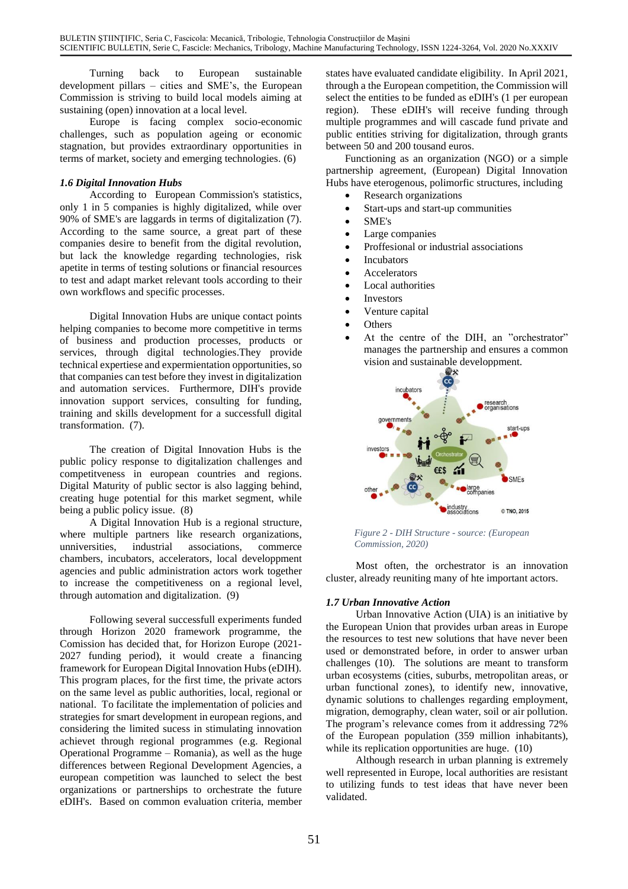Turning back to European sustainable development pillars – cities and SME's, the European Commission is striving to build local models aiming at sustaining (open) innovation at a local level.

Europe is facing complex socio-economic challenges, such as population ageing or economic stagnation, but provides extraordinary opportunities in terms of market, society and emerging technologies. (6)

### *1.6 Digital Innovation Hubs*

According to European Commission's statistics, only 1 in 5 companies is highly digitalized, while over 90% of SME's are laggards in terms of digitalization (7). According to the same source, a great part of these companies desire to benefit from the digital revolution, but lack the knowledge regarding technologies, risk apetite in terms of testing solutions or financial resources to test and adapt market relevant tools according to their own workflows and specific processes.

Digital Innovation Hubs are unique contact points helping companies to become more competitive in terms of business and production processes, products or services, through digital technologies.They provide technical expertiese and expermientation opportunities, so that companies can test before they invest in digitalization and automation services. Furthermore, DIH's provide innovation support services, consulting for funding, training and skills development for a successfull digital transformation. (7).

The creation of Digital Innovation Hubs is the public policy response to digitalization challenges and competitveness in european countries and regions. Digital Maturity of public sector is also lagging behind, creating huge potential for this market segment, while being a public policy issue. (8)

A Digital Innovation Hub is a regional structure, where multiple partners like research organizations, unniversities, industrial associations, commerce chambers, incubators, accelerators, local developpment agencies and public administration actors work together to increase the competitiveness on a regional level, through automation and digitalization. (9)

Following several successfull experiments funded through Horizon 2020 framework programme, the Comission has decided that, for Horizon Europe (2021-2027 funding period), it would create a financing framework for European Digital Innovation Hubs (eDIH). This program places, for the first time, the private actors on the same level as public authorities, local, regional or national. To facilitate the implementation of policies and strategies for smart development in european regions, and considering the limited sucess in stimulating innovation achievet through regional programmes (e.g. Regional Operational Programme – Romania), as well as the huge differences between Regional Development Agencies, a european competition was launched to select the best organizations or partnerships to orchestrate the future eDIH's. Based on common evaluation criteria, member states have evaluated candidate eligibility. In April 2021, through a the European competition, the Commission will select the entities to be funded as eDIH's (1 per european region). These eDIH's will receive funding through multiple programmes and will cascade fund private and public entities striving for digitalization, through grants between 50 and 200 tousand euros.

Functioning as an organization (NGO) or a simple partnership agreement, (European) Digital Innovation Hubs have eterogenous, polimorfic structures, including

- Research organizations
- Start-ups and start-up communities
- SME's
- Large companies
- Proffesional or industrial associations
- Incubators
- Accelerators
- Local authorities
- Investors
- Venture capital
- Others
- At the centre of the DIH, an "orchestrator" manages the partnership and ensures a common vision and sustainable developpment.

*Figure 2 - DIH Structure - source: (European Commission, 2020)*

Most often, the orchestrator is an innovation cluster, already reuniting many of hte important actors.

### *1.7 Urban Innovative Action*

Urban Innovative Action (UIA) is an initiative by the European Union that provides urban areas in Europe the resources to test new solutions that have never been used or demonstrated before, in order to answer urban challenges (10). The solutions are meant to transform urban ecosystems (cities, suburbs, metropolitan areas, or urban functional zones), to identify new, innovative, dynamic solutions to challenges regarding employment, migration, demography, clean water, soil or air pollution. The program's relevance comes from it addressing 72% of the European population (359 million inhabitants), while its replication opportunities are huge. (10)

Although research in urban planning is extremely well represented in Europe, local authorities are resistant to utilizing funds to test ideas that have never been validated.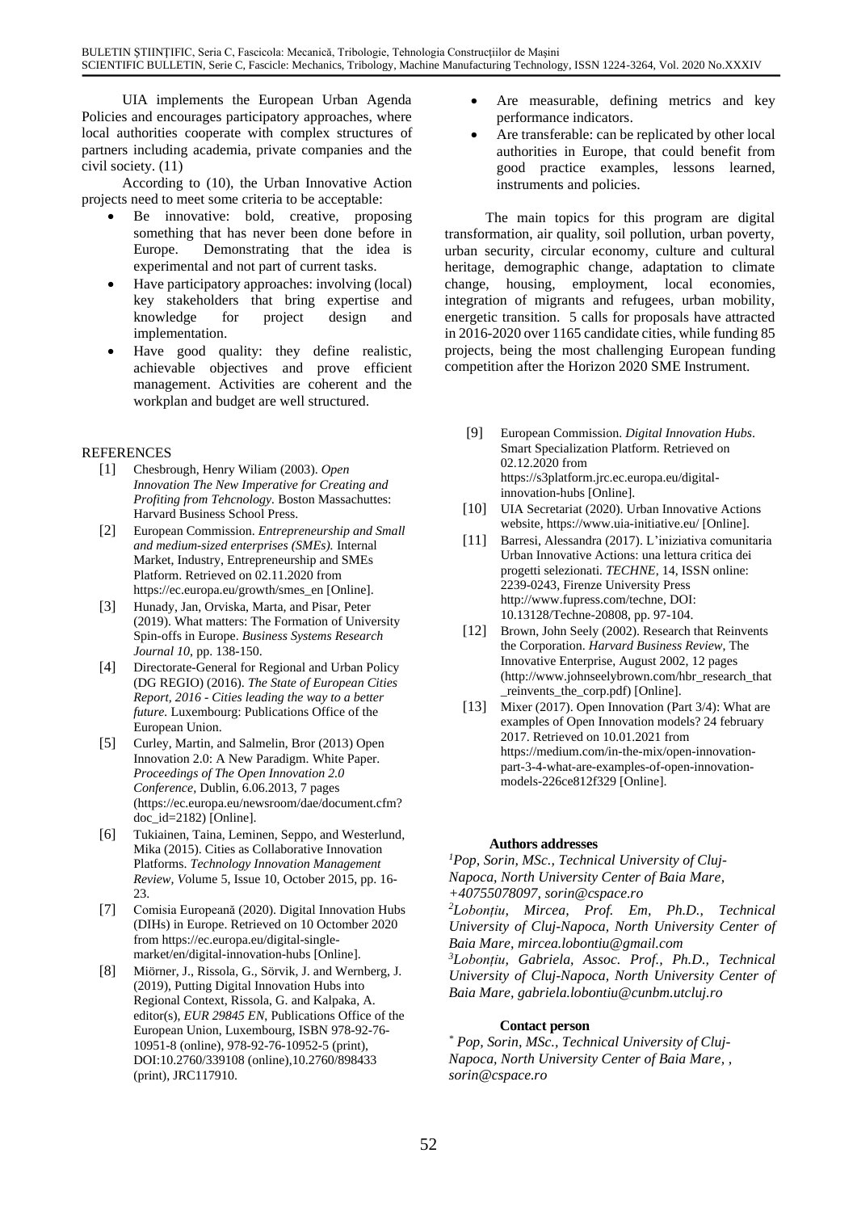UIA implements the European Urban Agenda Policies and encourages participatory approaches, where local authorities cooperate with complex structures of partners including academia, private companies and the civil society. (11)

According to (10), the Urban Innovative Action projects need to meet some criteria to be acceptable:

- Be innovative: bold, creative, proposing something that has never been done before in Europe. Demonstrating that the idea is experimental and not part of current tasks.
- Have participatory approaches: involving (local) key stakeholders that bring expertise and knowledge for project design and implementation.
- Have good quality: they define realistic, achievable objectives and prove efficient management. Activities are coherent and the workplan and budget are well structured.
- Are measurable, defining metrics and key performance indicators.
- Are transferable: can be replicated by other local authorities in Europe, that could benefit from good practice examples, lessons learned, instruments and policies.

The main topics for this program are digital transformation, air quality, soil pollution, urban poverty, urban security, circular economy, culture and cultural heritage, demographic change, adaptation to climate change, housing, employment, local economies, integration of migrants and refugees, urban mobility, energetic transition. 5 calls for proposals have attracted in 2016-2020 over 1165 candidate cities, while funding 85 projects, being the most challenging European funding competition after the Horizon 2020 SME Instrument.

## REFERENCES

[1] Chesbrough, Henry Wiliam (2003). *Open Innovation The New Imperative for Creating and Profiting from Tehcnology.* Boston Massachuttes: Harvard Business School Press.

[2] European Commission. *Entrepreneurship and Small and medium-sized enterprises (SMEs).* Internal Market, Industry, Entrepreneurship and SMEs Platform. Retrieved on 02.11.2020 from https://ec.europa.eu/growth/smes_en [Online].

[3] Hunady, Jan, Orviska, Marta, and Pisar, Peter (2019). What matters: The Formation of University Spin-offs in Europe. *Business Systems Research Journal 10*, pp. 138-150.

[4] Directorate-General for Regional and Urban Policy (DG REGIO) (2016). *The State of European Cities Report, 2016 - Cities leading the way to a better future.* Luxembourg: Publications Office of the European Union.

[5] Curley, Martin, and Salmelin, Bror (2013) Open Innovation 2.0: A New Paradigm. White Paper. *Proceedings of The Open Innovation 2.0 Conference*, Dublin, 6.06.2013, 7 pages (https://ec.europa.eu/newsroom/dae/document.cfm?doc_id=2182) [Online].

[6] Tukiainen, Taina, Leminen, Seppo, and Westerlund, Mika (2015). Cities as Collaborative Innovation Platforms. *Technology Innovation Management Review, V*olume 5, Issue 10, October 2015, pp. 16-23.

[7] Comisia Europeană (2020). Digital Innovation Hubs (DIHs) in Europe. Retrieved on 10 Octomber 2020 from https://ec.europa.eu/digital-single-market/en/digital-innovation-hubs [Online].

[8] Miörner, J., Rissola, G., Sörvik, J. and Wernberg, J. (2019), Putting Digital Innovation Hubs into Regional Context, Rissola, G. and Kalpaka, A. editor(s), *EUR 29845 EN*, Publications Office of the European Union, Luxembourg, ISBN 978-92-76-10951-8 (online), 978-92-76-10952-5 (print), DOI:10.2760/339108 (online),10.2760/898433 (print), JRC117910.

[9] European Commission. *Digital Innovation Hubs*. Smart Specialization Platform. Retrieved on 02.12.2020 from https://s3platform.jrc.ec.europa.eu/digital-innovation-hubs [Online].

[10] UIA Secretariat (2020). Urban Innovative Actions website, https://www.uia-initiative.eu/ [Online].

[11] Barresi, Alessandra (2017). L'iniziativa comunitaria Urban Innovative Actions: una lettura critica dei progetti selezionati. *TECHNE*, 14, ISSN online: 2239-0243, Firenze University Press http://www.fupress.com/techne, DOI: 10.13128/Techne-20808, pp. 97-104.

[12] Brown, John Seely (2002). Research that Reinvents the Corporation. *Harvard Business Review*, The Innovative Enterprise, August 2002, 12 pages (http://www.johnseelybrown.com/hbr_research_that_reinvents_the_corp.pdf) [Online].

[13] Mixer (2017). Open Innovation (Part 3/4): What are examples of Open Innovation models? 24 february 2017. Retrieved on 10.01.2021 from https://medium.com/in-the-mix/open-innovation-part-3-4-what-are-examples-of-open-innovation-models-226ce812f329 [Online].

**Authors addresses**

[1]*Pop, Sorin, MSc., Technical University of Cluj-Napoca, North University Center of Baia Mare, +40755078097, sorin@cspace.ro*

[2]*Lobonțiu, Mircea, Prof. Em, Ph.D., Technical University of Cluj-Napoca, North University Center of Baia Mare, mircea.lobontiu@gmail.com*

[3]*Lobonțiu, Gabriela, Assoc. Prof., Ph.D., Technical University of Cluj-Napoca, North University Center of Baia Mare, gabriela.lobontiu@cunbm.utcluj.ro*

**Contact person**

[*] *Pop, Sorin, MSc., Technical University of Cluj-Napoca, North University Center of Baia Mare, , sorin@cspace.ro*